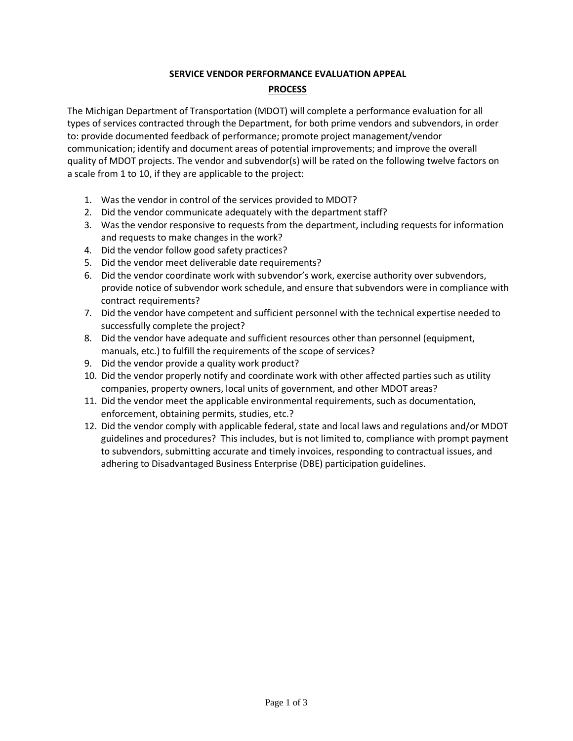# SERVICE VENDOR PERFORMANCE EVALUATION APPEAL

## PROCESS

The Michigan Department of Transportation (MDOT) will complete a performance evaluation for all types of services contracted through the Department, for both prime vendors and subvendors, in order to: provide documented feedback of performance; promote project management/vendor communication; identify and document areas of potential improvements; and improve the overall quality of MDOT projects. The vendor and subvendor(s) will be rated on the following twelve factors on a scale from 1 to 10, if they are applicable to the project:

1. Was the vendor in control of the services provided to MDOT?
2. Did the vendor communicate adequately with the department staff?
3. Was the vendor responsive to requests from the department, including requests for information and requests to make changes in the work?
4. Did the vendor follow good safety practices?
5. Did the vendor meet deliverable date requirements?
6. Did the vendor coordinate work with subvendor's work, exercise authority over subvendors, provide notice of subvendor work schedule, and ensure that subvendors were in compliance with contract requirements?
7. Did the vendor have competent and sufficient personnel with the technical expertise needed to successfully complete the project?
8. Did the vendor have adequate and sufficient resources other than personnel (equipment, manuals, etc.) to fulfill the requirements of the scope of services?
9. Did the vendor provide a quality work product?
10. Did the vendor properly notify and coordinate work with other affected parties such as utility companies, property owners, local units of government, and other MDOT areas?
11. Did the vendor meet the applicable environmental requirements, such as documentation, enforcement, obtaining permits, studies, etc.?
12. Did the vendor comply with applicable federal, state and local laws and regulations and/or MDOT guidelines and procedures? This includes, but is not limited to, compliance with prompt payment to subvendors, submitting accurate and timely invoices, responding to contractual issues, and adhering to Disadvantaged Business Enterprise (DBE) participation guidelines.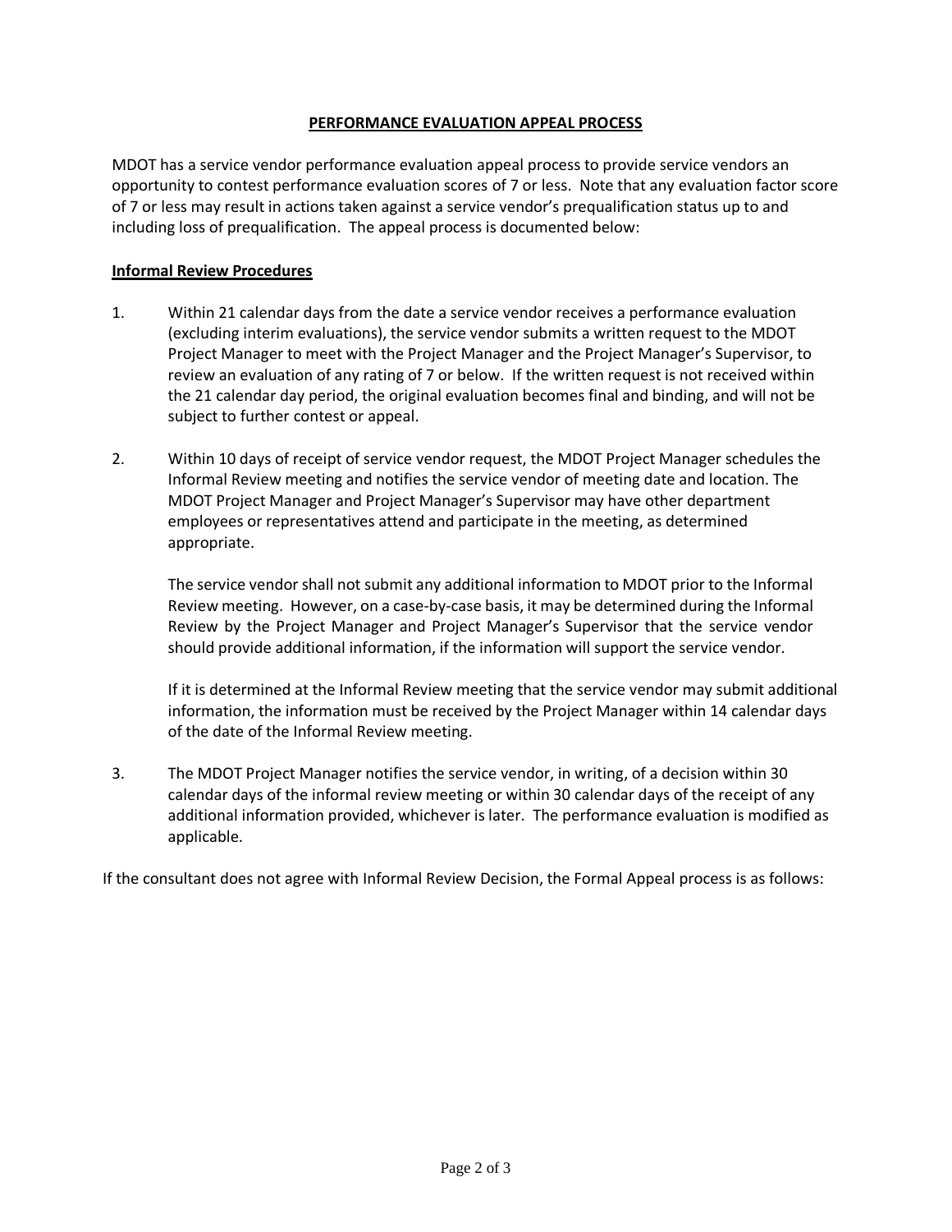## PERFORMANCE EVALUATION APPEAL PROCESS

MDOT has a service vendor performance evaluation appeal process to provide service vendors an opportunity to contest performance evaluation scores of 7 or less. Note that any evaluation factor score of 7 or less may result in actions taken against a service vendor's prequalification status up to and including loss of prequalification. The appeal process is documented below:

### Informal Review Procedures

1. Within 21 calendar days from the date a service vendor receives a performance evaluation (excluding interim evaluations), the service vendor submits a written request to the MDOT Project Manager to meet with the Project Manager and the Project Manager's Supervisor, to review an evaluation of any rating of 7 or below. If the written request is not received within the 21 calendar day period, the original evaluation becomes final and binding, and will not be subject to further contest or appeal.

2. Within 10 days of receipt of service vendor request, the MDOT Project Manager schedules the Informal Review meeting and notifies the service vendor of meeting date and location. The MDOT Project Manager and Project Manager's Supervisor may have other department employees or representatives attend and participate in the meeting, as determined appropriate.

   The service vendor shall not submit any additional information to MDOT prior to the Informal Review meeting. However, on a case-by-case basis, it may be determined during the Informal Review by the Project Manager and Project Manager's Supervisor that the service vendor should provide additional information, if the information will support the service vendor.

   If it is determined at the Informal Review meeting that the service vendor may submit additional information, the information must be received by the Project Manager within 14 calendar days of the date of the Informal Review meeting.

3. The MDOT Project Manager notifies the service vendor, in writing, of a decision within 30 calendar days of the informal review meeting or within 30 calendar days of the receipt of any additional information provided, whichever is later. The performance evaluation is modified as applicable.

If the consultant does not agree with Informal Review Decision, the Formal Appeal process is as follows: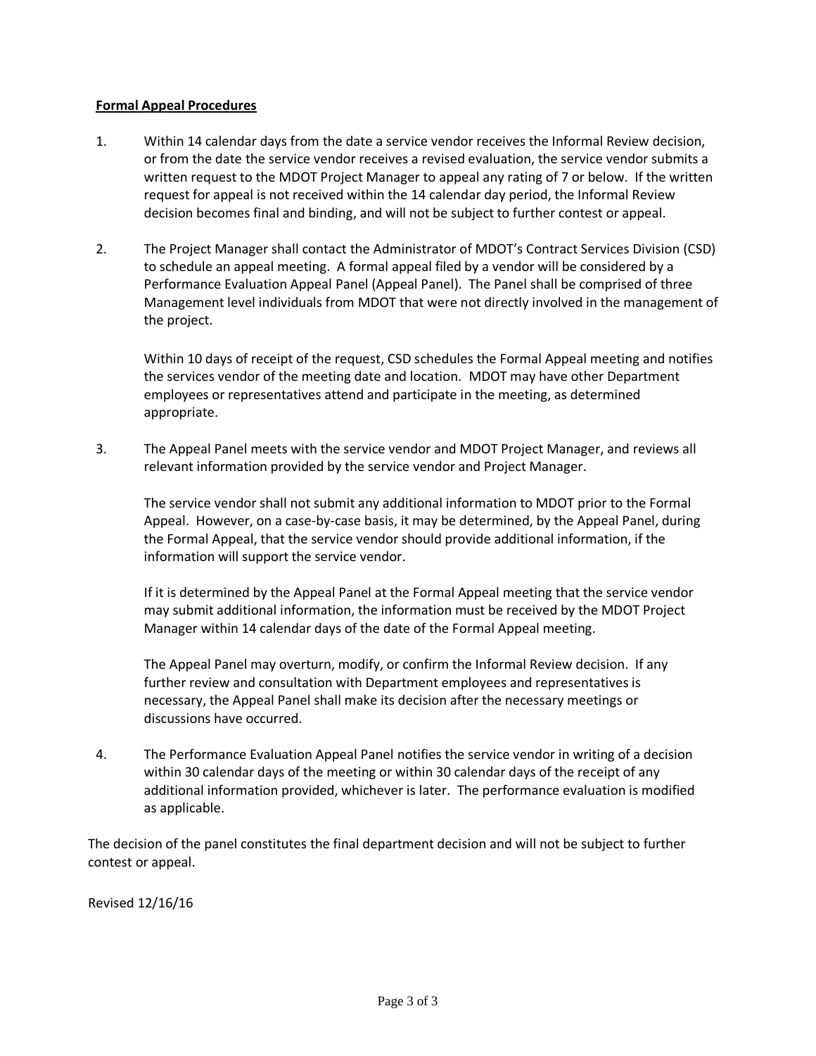**Formal Appeal Procedures**

1. Within 14 calendar days from the date a service vendor receives the Informal Review decision, or from the date the service vendor receives a revised evaluation, the service vendor submits a written request to the MDOT Project Manager to appeal any rating of 7 or below. If the written request for appeal is not received within the 14 calendar day period, the Informal Review decision becomes final and binding, and will not be subject to further contest or appeal.

2. The Project Manager shall contact the Administrator of MDOT's Contract Services Division (CSD) to schedule an appeal meeting. A formal appeal filed by a vendor will be considered by a Performance Evaluation Appeal Panel (Appeal Panel). The Panel shall be comprised of three Management level individuals from MDOT that were not directly involved in the management of the project.

   Within 10 days of receipt of the request, CSD schedules the Formal Appeal meeting and notifies the services vendor of the meeting date and location. MDOT may have other Department employees or representatives attend and participate in the meeting, as determined appropriate.

3. The Appeal Panel meets with the service vendor and MDOT Project Manager, and reviews all relevant information provided by the service vendor and Project Manager.

   The service vendor shall not submit any additional information to MDOT prior to the Formal Appeal. However, on a case-by-case basis, it may be determined, by the Appeal Panel, during the Formal Appeal, that the service vendor should provide additional information, if the information will support the service vendor.

   If it is determined by the Appeal Panel at the Formal Appeal meeting that the service vendor may submit additional information, the information must be received by the MDOT Project Manager within 14 calendar days of the date of the Formal Appeal meeting.

   The Appeal Panel may overturn, modify, or confirm the Informal Review decision. If any further review and consultation with Department employees and representatives is necessary, the Appeal Panel shall make its decision after the necessary meetings or discussions have occurred.

4. The Performance Evaluation Appeal Panel notifies the service vendor in writing of a decision within 30 calendar days of the meeting or within 30 calendar days of the receipt of any additional information provided, whichever is later. The performance evaluation is modified as applicable.

The decision of the panel constitutes the final department decision and will not be subject to further contest or appeal.

Revised 12/16/16